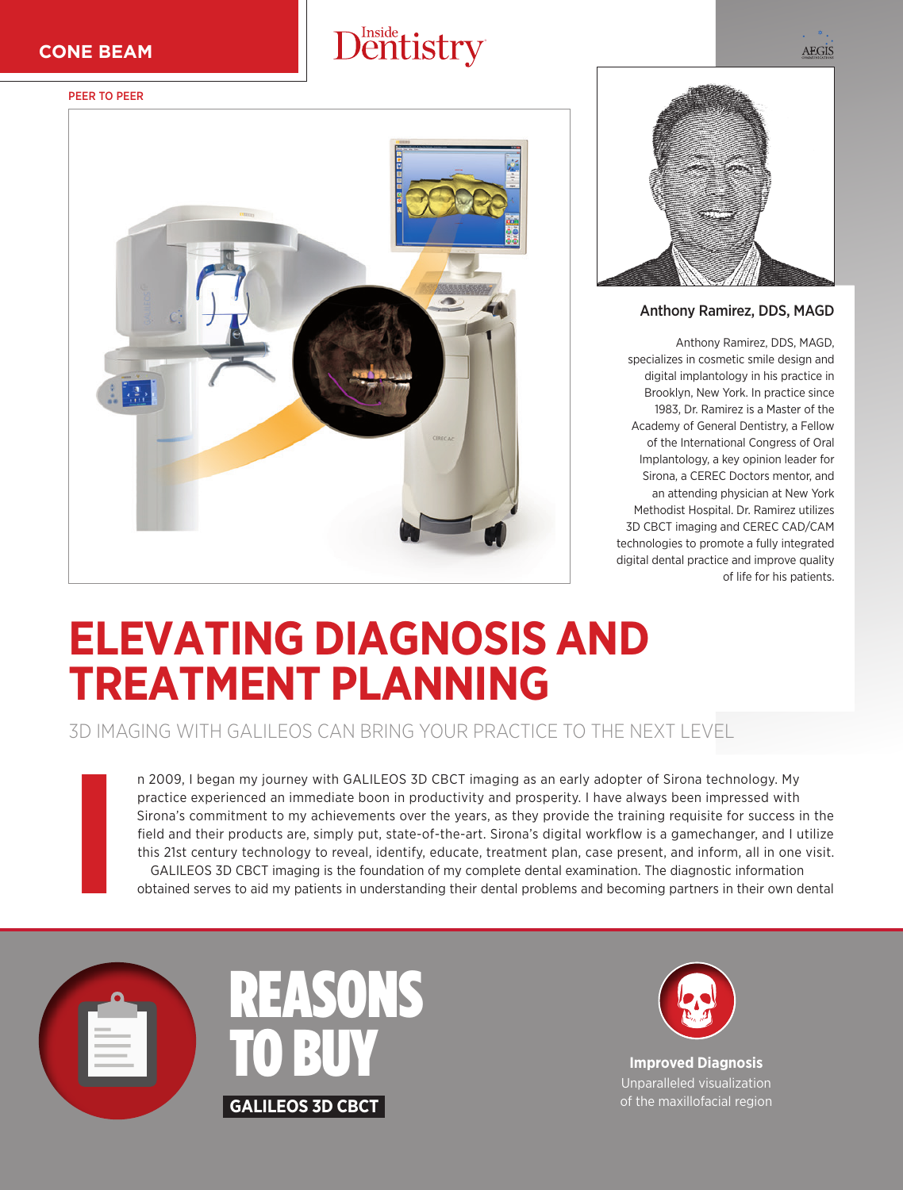CONE BEAM

PEER TO PEER

### Anthony Ramirez, DDS, MAGD

Anthony Ramirez, DDS, MAGD, specializes in cosmetic smile design and digital implantology in his practice in Brooklyn, New York. In practice since 1983, Dr. Ramirez is a Master of the Academy of General Dentistry, a Fellow of the International Congress of Oral Implantology, a key opinion leader for Sirona, a CEREC Doctors mentor, and an attending physician at New York Methodist Hospital. Dr. Ramirez utilizes 3D CBCT imaging and CEREC CAD/CAM technologies to promote a fully integrated digital dental practice and improve quality of life for his patients.

# ELEVATING DIAGNOSIS AND TREATMENT PLANNING

## 3D IMAGING WITH GALILEOS CAN BRING YOUR PRACTICE TO THE NEXT LEVEL

In 2009, I began my journey with GALILEOS 3D CBCT imaging as an early adopter of Sirona technology. My practice experienced an immediate boon in productivity and prosperity. I have always been impressed with Sirona's commitment to my achievements over the years, as they provide the training requisite for success in the field and their products are, simply put, state-of-the-art. Sirona's digital workflow is a gamechanger, and I utilize this 21st century technology to reveal, identify, educate, treatment plan, case present, and inform, all in one visit.

GALILEOS 3D CBCT imaging is the foundation of my complete dental examination. The diagnostic information obtained serves to aid my patients in understanding their dental problems and becoming partners in their own dental

## REASONS TO BUY

**GALILEOS 3D CBCT**

**Improved Diagnosis**
Unparalleled visualization of the maxillofacial region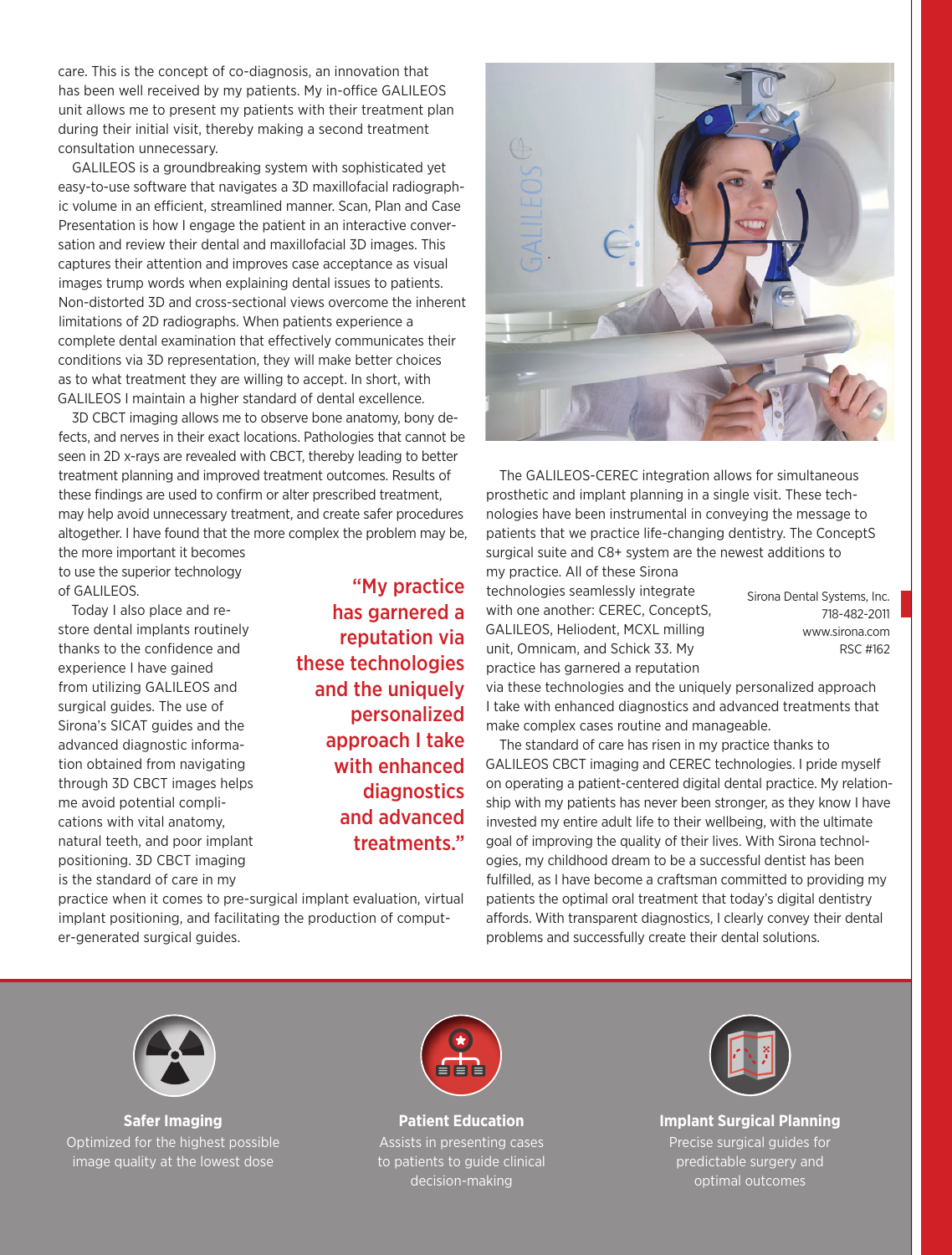care. This is the concept of co-diagnosis, an innovation that has been well received by my patients. My in-office GALILEOS unit allows me to present my patients with their treatment plan during their initial visit, thereby making a second treatment consultation unnecessary.

GALILEOS is a groundbreaking system with sophisticated yet easy-to-use software that navigates a 3D maxillofacial radiographic volume in an efficient, streamlined manner. Scan, Plan and Case Presentation is how I engage the patient in an interactive conversation and review their dental and maxillofacial 3D images. This captures their attention and improves case acceptance as visual images trump words when explaining dental issues to patients. Non-distorted 3D and cross-sectional views overcome the inherent limitations of 2D radiographs. When patients experience a complete dental examination that effectively communicates their conditions via 3D representation, they will make better choices as to what treatment they are willing to accept. In short, with GALILEOS I maintain a higher standard of dental excellence.

3D CBCT imaging allows me to observe bone anatomy, bony defects, and nerves in their exact locations. Pathologies that cannot be seen in 2D x-rays are revealed with CBCT, thereby leading to better treatment planning and improved treatment outcomes. Results of these findings are used to confirm or alter prescribed treatment, may help avoid unnecessary treatment, and create safer procedures altogether. I have found that the more complex the problem may be, the more important it becomes to use the superior technology of GALILEOS.

Today I also place and restore dental implants routinely thanks to the confidence and experience I have gained from utilizing GALILEOS and surgical guides. The use of Sirona's SICAT guides and the advanced diagnostic information obtained from navigating through 3D CBCT images helps me avoid potential complications with vital anatomy, natural teeth, and poor implant positioning. 3D CBCT imaging is the standard of care in my practice when it comes to pre-surgical implant evaluation, virtual implant positioning, and facilitating the production of computer-generated surgical guides.

> "My practice has garnered a reputation via these technologies and the uniquely personalized approach I take with enhanced diagnostics and advanced treatments."

The GALILEOS-CEREC integration allows for simultaneous prosthetic and implant planning in a single visit. These technologies have been instrumental in conveying the message to patients that we practice life-changing dentistry. The ConceptS surgical suite and C8+ system are the newest additions to my practice. All of these Sirona technologies seamlessly integrate with one another: CEREC, ConceptS, GALILEOS, Heliodent, MCXL milling unit, Omnicam, and Schick 33. My practice has garnered a reputation via these technologies and the uniquely personalized approach I take with enhanced diagnostics and advanced treatments that make complex cases routine and manageable.

The standard of care has risen in my practice thanks to GALILEOS CBCT imaging and CEREC technologies. I pride myself on operating a patient-centered digital dental practice. My relationship with my patients has never been stronger, as they know I have invested my entire adult life to their wellbeing, with the ultimate goal of improving the quality of their lives. With Sirona technologies, my childhood dream to be a successful dentist has been fulfilled, as I have become a craftsman committed to providing my patients the optimal oral treatment that today's digital dentistry affords. With transparent diagnostics, I clearly convey their dental problems and successfully create their dental solutions.

Sirona Dental Systems, Inc.
718-482-2011
www.sirona.com
RSC #162

**Safer Imaging**
Optimized for the highest possible image quality at the lowest dose

**Patient Education**
Assists in presenting cases to patients to guide clinical decision-making

**Implant Surgical Planning**
Precise surgical guides for predictable surgery and optimal outcomes